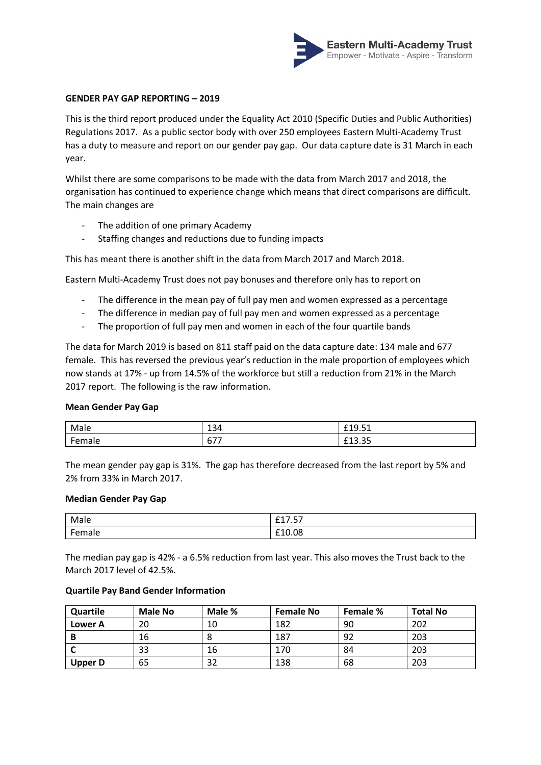## GENDER PAY GAP REPORTING – 2019

This is the third report produced under the Equality Act 2010 (Specific Duties and Public Authorities) Regulations 2017. As a public sector body with over 250 employees Eastern Multi-Academy Trust has a duty to measure and report on our gender pay gap. Our data capture date is 31 March in each year.

Whilst there are some comparisons to be made with the data from March 2017 and 2018, the organisation has continued to experience change which means that direct comparisons are difficult. The main changes are

- The addition of one primary Academy
- Staffing changes and reductions due to funding impacts

This has meant there is another shift in the data from March 2017 and March 2018.

Eastern Multi-Academy Trust does not pay bonuses and therefore only has to report on

- The difference in the mean pay of full pay men and women expressed as a percentage
- The difference in median pay of full pay men and women expressed as a percentage
- The proportion of full pay men and women in each of the four quartile bands

The data for March 2019 is based on 811 staff paid on the data capture date: 134 male and 677 female. This has reversed the previous year's reduction in the male proportion of employees which now stands at 17% - up from 14.5% of the workforce but still a reduction from 21% in the March 2017 report. The following is the raw information.

### Mean Gender Pay Gap

| | | |
|---|---|---|
| Male | 134 | £19.51 |
| Female | 677 | £13.35 |

The mean gender pay gap is 31%. The gap has therefore decreased from the last report by 5% and 2% from 33% in March 2017.

### Median Gender Pay Gap

| | |
|---|---|
| Male | £17.57 |
| Female | £10.08 |

The median pay gap is 42% - a 6.5% reduction from last year. This also moves the Trust back to the March 2017 level of 42.5%.

### Quartile Pay Band Gender Information

| Quartile | Male No | Male % | Female No | Female % | Total No |
|---|---|---|---|---|---|
| **Lower A** | 20 | 10 | 182 | 90 | 202 |
| **B** | 16 | 8 | 187 | 92 | 203 |
| **C** | 33 | 16 | 170 | 84 | 203 |
| **Upper D** | 65 | 32 | 138 | 68 | 203 |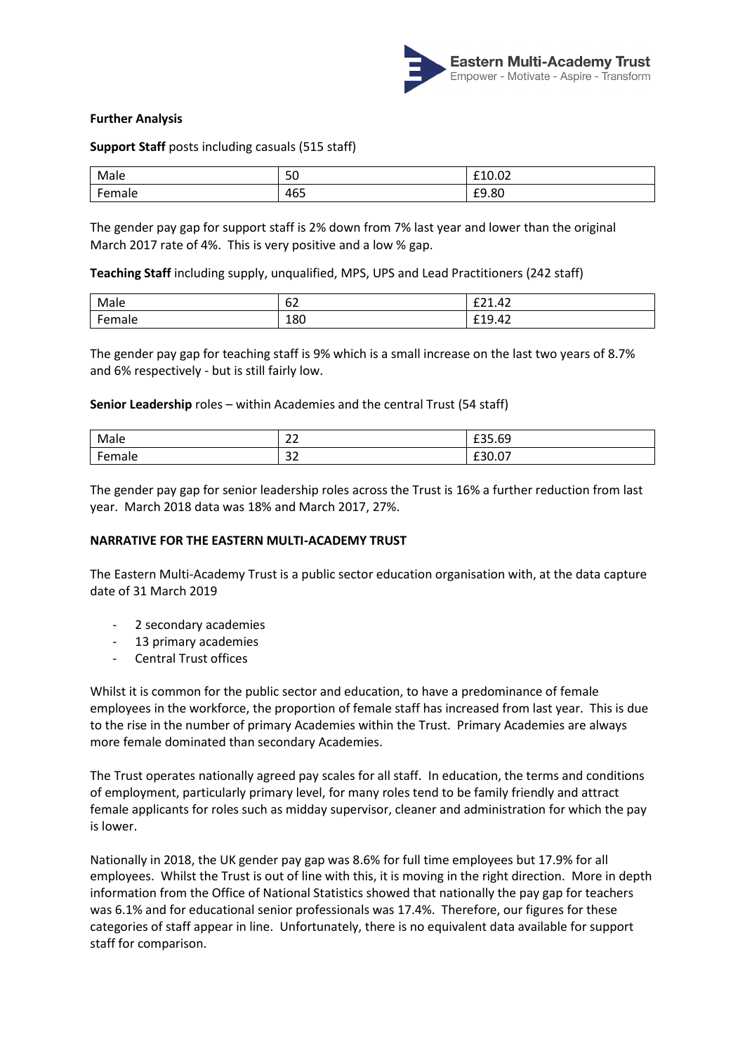**Further Analysis**

**Support Staff** posts including casuals (515 staff)

| Male | 50 | £10.02 |
|---|---|---|
| Female | 465 | £9.80 |

The gender pay gap for support staff is 2% down from 7% last year and lower than the original March 2017 rate of 4%. This is very positive and a low % gap.

**Teaching Staff** including supply, unqualified, MPS, UPS and Lead Practitioners (242 staff)

| Male | 62 | £21.42 |
|---|---|---|
| Female | 180 | £19.42 |

The gender pay gap for teaching staff is 9% which is a small increase on the last two years of 8.7% and 6% respectively - but is still fairly low.

**Senior Leadership** roles – within Academies and the central Trust (54 staff)

| Male | 22 | £35.69 |
|---|---|---|
| Female | 32 | £30.07 |

The gender pay gap for senior leadership roles across the Trust is 16% a further reduction from last year. March 2018 data was 18% and March 2017, 27%.

**NARRATIVE FOR THE EASTERN MULTI-ACADEMY TRUST**

The Eastern Multi-Academy Trust is a public sector education organisation with, at the data capture date of 31 March 2019

- 2 secondary academies
- 13 primary academies
- Central Trust offices

Whilst it is common for the public sector and education, to have a predominance of female employees in the workforce, the proportion of female staff has increased from last year. This is due to the rise in the number of primary Academies within the Trust. Primary Academies are always more female dominated than secondary Academies.

The Trust operates nationally agreed pay scales for all staff. In education, the terms and conditions of employment, particularly primary level, for many roles tend to be family friendly and attract female applicants for roles such as midday supervisor, cleaner and administration for which the pay is lower.

Nationally in 2018, the UK gender pay gap was 8.6% for full time employees but 17.9% for all employees. Whilst the Trust is out of line with this, it is moving in the right direction. More in depth information from the Office of National Statistics showed that nationally the pay gap for teachers was 6.1% and for educational senior professionals was 17.4%. Therefore, our figures for these categories of staff appear in line. Unfortunately, there is no equivalent data available for support staff for comparison.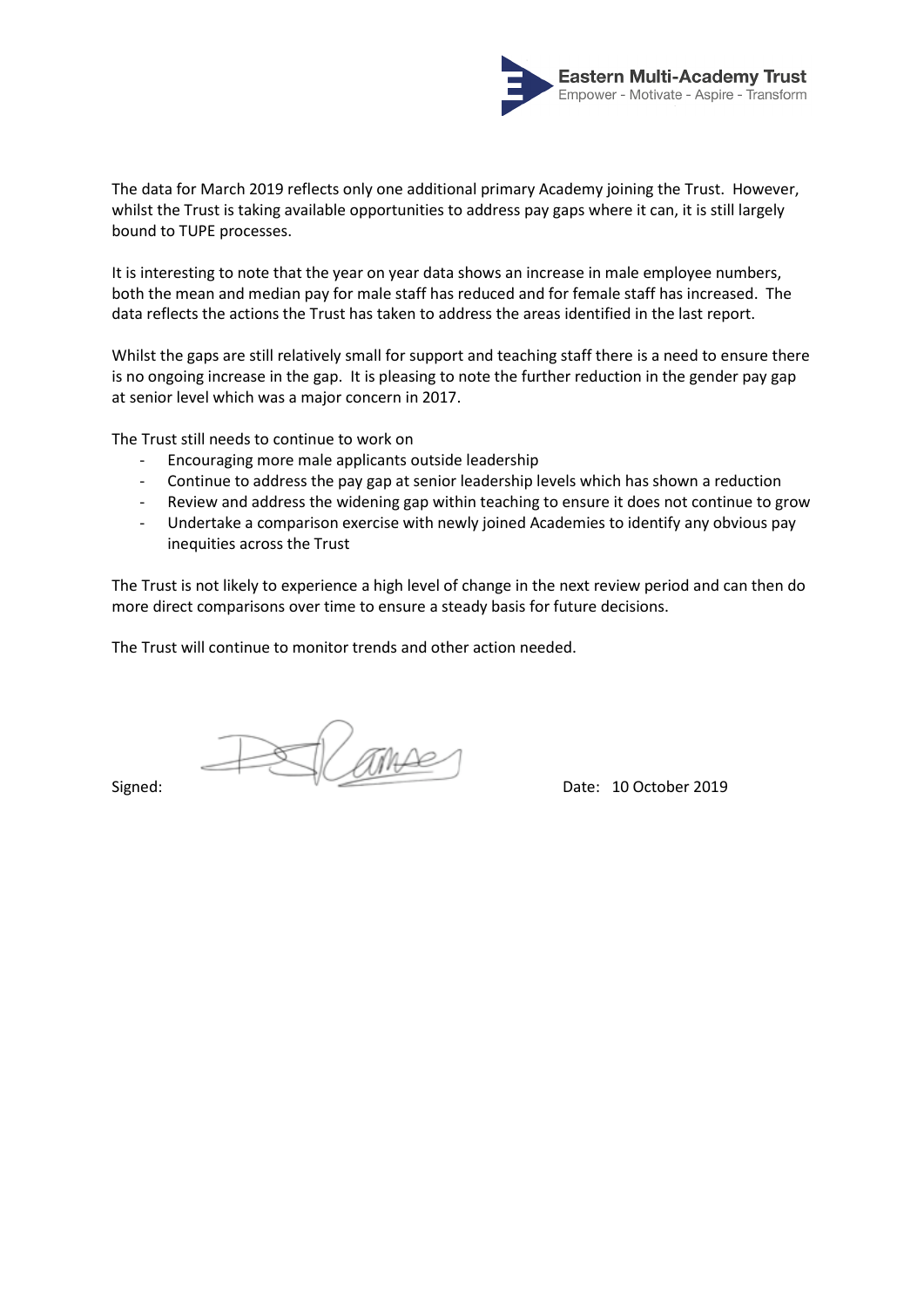The data for March 2019 reflects only one additional primary Academy joining the Trust. However, whilst the Trust is taking available opportunities to address pay gaps where it can, it is still largely bound to TUPE processes.

It is interesting to note that the year on year data shows an increase in male employee numbers, both the mean and median pay for male staff has reduced and for female staff has increased. The data reflects the actions the Trust has taken to address the areas identified in the last report.

Whilst the gaps are still relatively small for support and teaching staff there is a need to ensure there is no ongoing increase in the gap. It is pleasing to note the further reduction in the gender pay gap at senior level which was a major concern in 2017.

The Trust still needs to continue to work on

- Encouraging more male applicants outside leadership
- Continue to address the pay gap at senior leadership levels which has shown a reduction
- Review and address the widening gap within teaching to ensure it does not continue to grow
- Undertake a comparison exercise with newly joined Academies to identify any obvious pay inequities across the Trust

The Trust is not likely to experience a high level of change in the next review period and can then do more direct comparisons over time to ensure a steady basis for future decisions.

The Trust will continue to monitor trends and other action needed.

Signed: Date: 10 October 2019